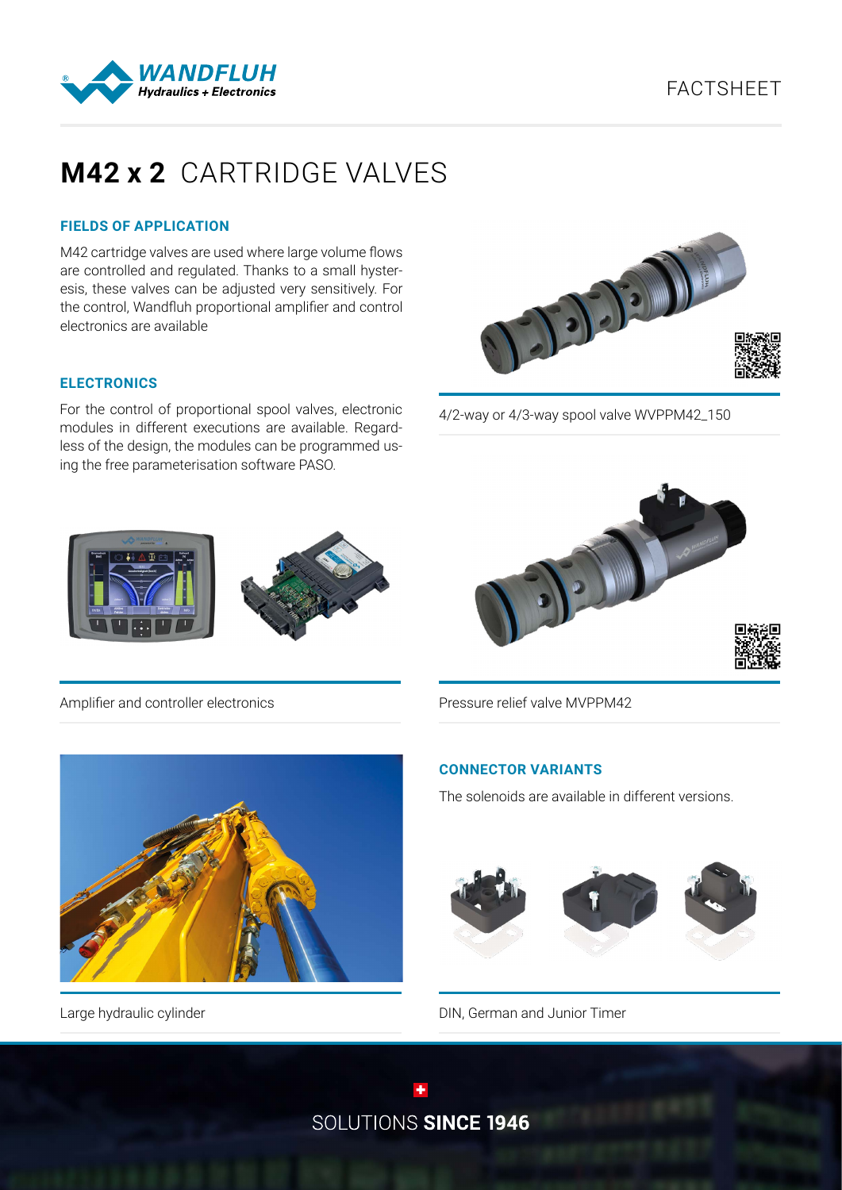FACTSHEET

# **M42 x 2** CARTRIDGE VALVES

### FIELDS OF APPLICATION

M42 cartridge valves are used where large volume flows are controlled and regulated. Thanks to a small hysteresis, these valves can be adjusted very sensitively. For the control, Wandfluh proportional amplifier and control electronics are available

### ELECTRONICS

For the control of proportional spool valves, electronic modules in different executions are available. Regardless of the design, the modules can be programmed using the free parameterisation software PASO.

4/2-way or 4/3-way spool valve WVPPM42_150

Amplifier and controller electronics

Pressure relief valve MVPPM42

Large hydraulic cylinder

### CONNECTOR VARIANTS

The solenoids are available in different versions.

DIN, German and Junior Timer

SOLUTIONS **SINCE 1946**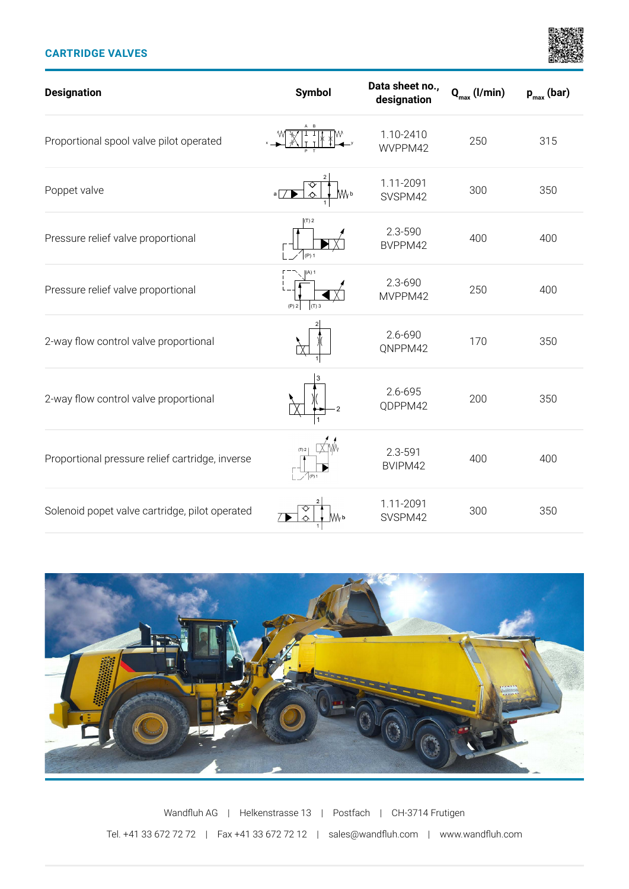## CARTRIDGE VALVES

| Designation | Symbol | Data sheet no., designation | $Q_{max}$ (l/min) | $p_{max}$ (bar) |
|---|---|---|---|---|
| Proportional spool valve pilot operated | | 1.10-2410 WVPPM42 | 250 | 315 |
| Poppet valve | | 1.11-2091 SVSPM42 | 300 | 350 |
| Pressure relief valve proportional | | 2.3-590 BVPPM42 | 400 | 400 |
| Pressure relief valve proportional | | 2.3-690 MVPPM42 | 250 | 400 |
| 2-way flow control valve proportional | | 2.6-690 QNPPM42 | 170 | 350 |
| 2-way flow control valve proportional | | 2.6-695 QDPPM42 | 200 | 350 |
| Proportional pressure relief cartridge, inverse | | 2.3-591 BVIPM42 | 400 | 400 |
| Solenoid popet valve cartridge, pilot operated | | 1.11-2091 SVSPM42 | 300 | 350 |

Wandfluh AG | Helkenstrasse 13 | Postfach | CH-3714 Frutigen

Tel. +41 33 672 72 72 | Fax +41 33 672 72 12 | sales@wandfluh.com | www.wandfluh.com